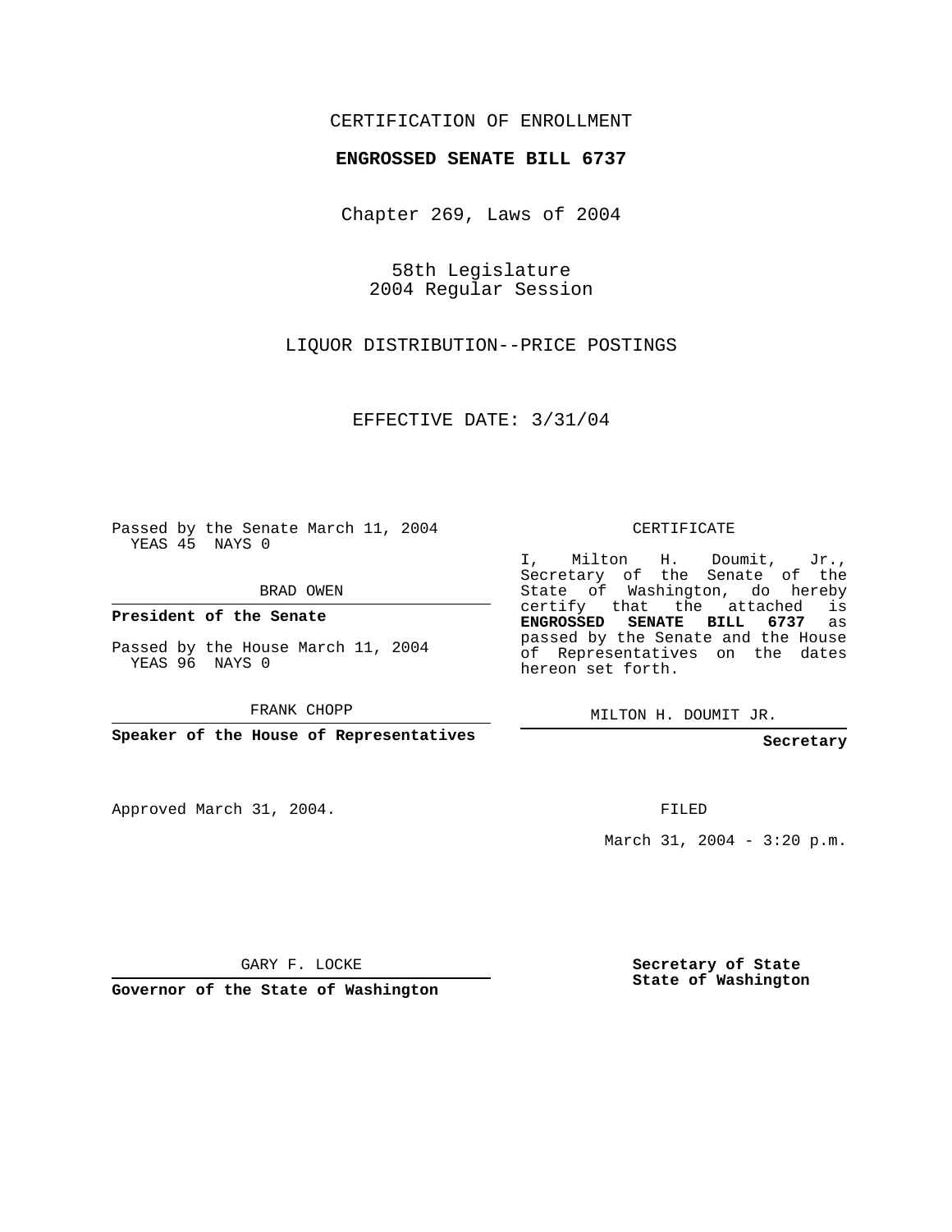CERTIFICATION OF ENROLLMENT

**ENGROSSED SENATE BILL 6737**

Chapter 269, Laws of 2004

58th Legislature
2004 Regular Session

LIQUOR DISTRIBUTION--PRICE POSTINGS

EFFECTIVE DATE: 3/31/04

Passed by the Senate March 11, 2004
YEAS 45 NAYS 0

BRAD OWEN

**President of the Senate**

Passed by the House March 11, 2004
YEAS 96 NAYS 0

FRANK CHOPP

**Speaker of the House of Representatives**

Approved March 31, 2004.

GARY F. LOCKE

**Governor of the State of Washington**

CERTIFICATE

I, Milton H. Doumit, Jr., Secretary of the Senate of the State of Washington, do hereby certify that the attached is **ENGROSSED SENATE BILL 6737** as passed by the Senate and the House of Representatives on the dates hereon set forth.

MILTON H. DOUMIT JR.

**Secretary**

FILED

March 31, 2004 - 3:20 p.m.

**Secretary of State**
**State of Washington**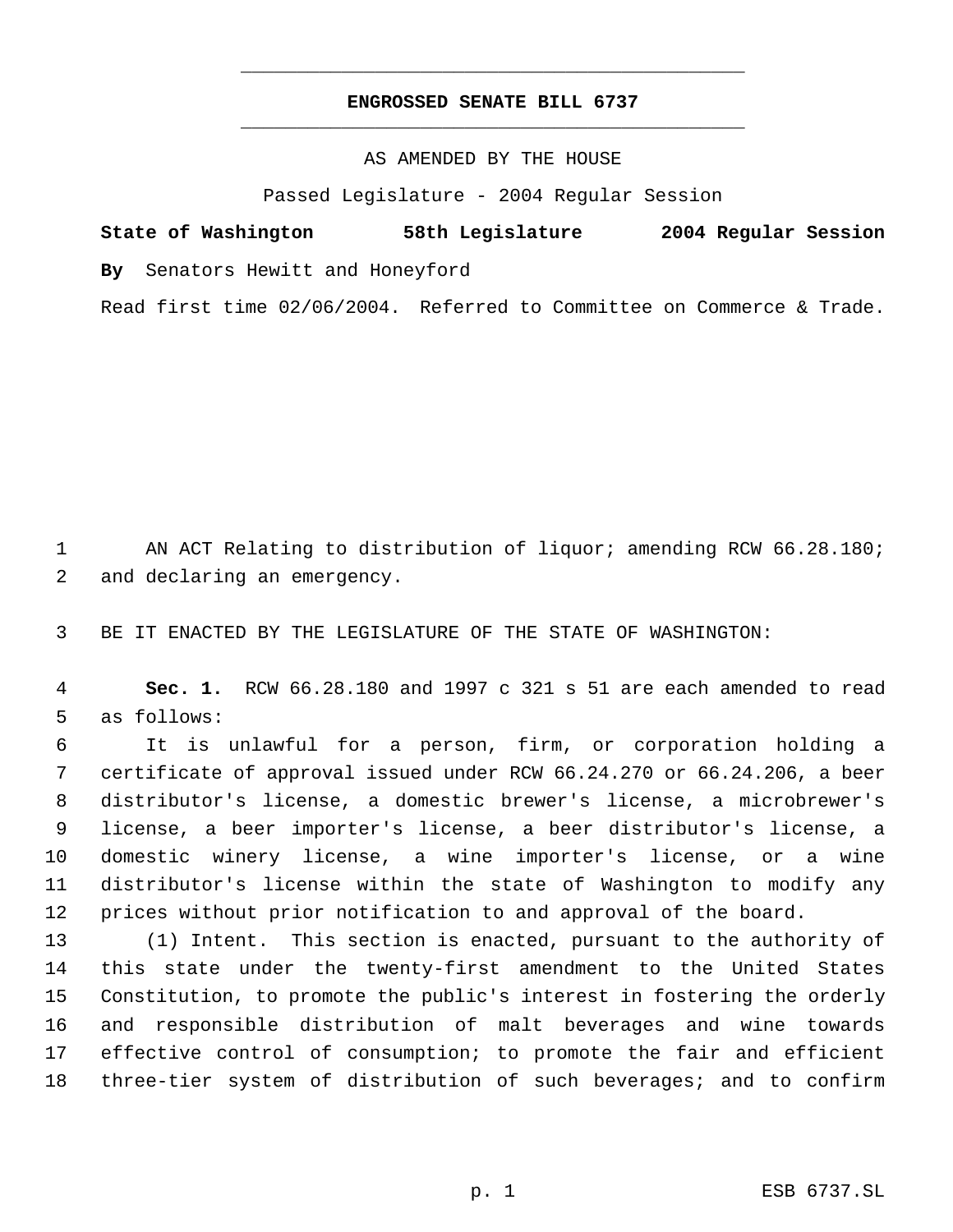**ENGROSSED SENATE BILL 6737**

AS AMENDED BY THE HOUSE

Passed Legislature - 2004 Regular Session

**State of Washington 58th Legislature 2004 Regular Session**

**By** Senators Hewitt and Honeyford

Read first time 02/06/2004. Referred to Committee on Commerce & Trade.

AN ACT Relating to distribution of liquor; amending RCW 66.28.180; and declaring an emergency.

BE IT ENACTED BY THE LEGISLATURE OF THE STATE OF WASHINGTON:

**Sec. 1.** RCW 66.28.180 and 1997 c 321 s 51 are each amended to read as follows:

It is unlawful for a person, firm, or corporation holding a certificate of approval issued under RCW 66.24.270 or 66.24.206, a beer distributor's license, a domestic brewer's license, a microbrewer's license, a beer importer's license, a beer distributor's license, a domestic winery license, a wine importer's license, or a wine distributor's license within the state of Washington to modify any prices without prior notification to and approval of the board.

(1) Intent. This section is enacted, pursuant to the authority of this state under the twenty-first amendment to the United States Constitution, to promote the public's interest in fostering the orderly and responsible distribution of malt beverages and wine towards effective control of consumption; to promote the fair and efficient three-tier system of distribution of such beverages; and to confirm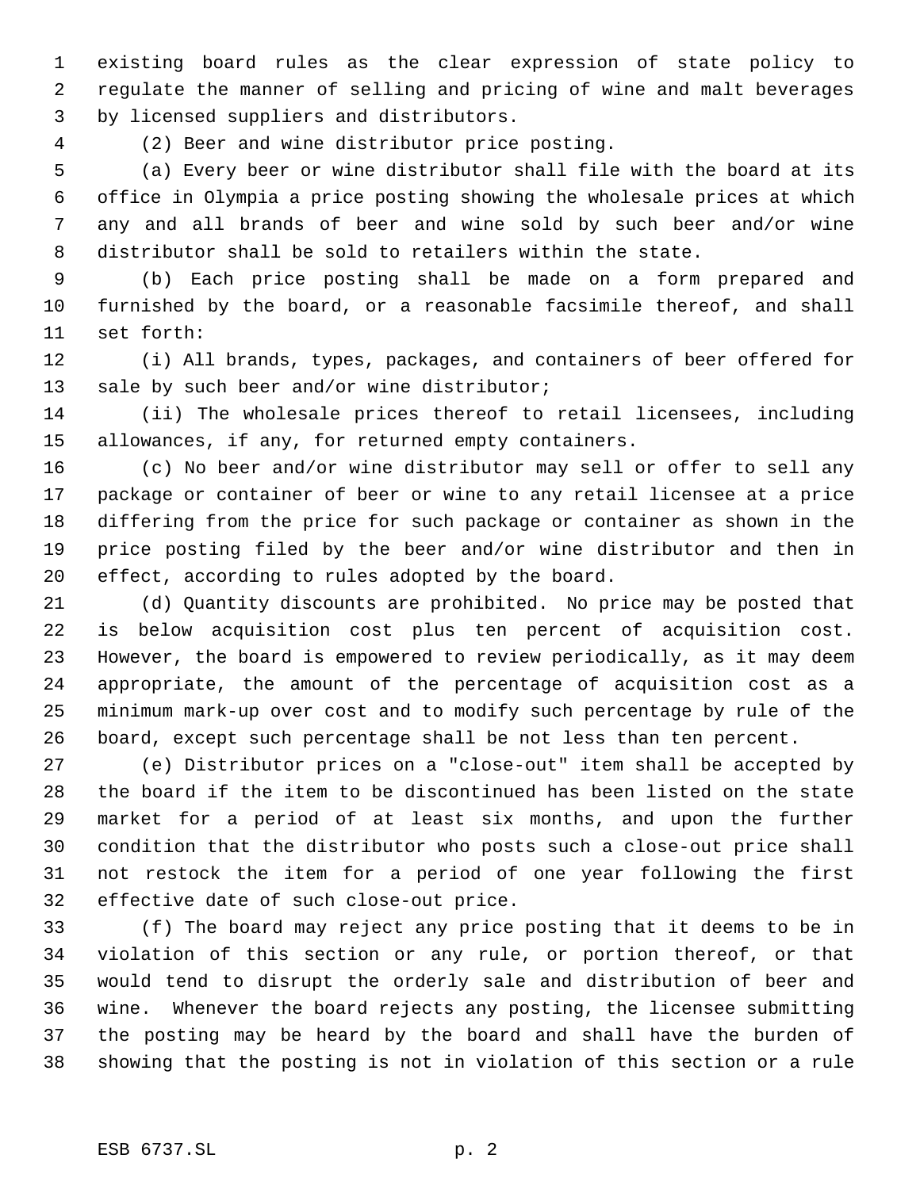existing board rules as the clear expression of state policy to regulate the manner of selling and pricing of wine and malt beverages by licensed suppliers and distributors.

(2) Beer and wine distributor price posting.

(a) Every beer or wine distributor shall file with the board at its office in Olympia a price posting showing the wholesale prices at which any and all brands of beer and wine sold by such beer and/or wine distributor shall be sold to retailers within the state.

(b) Each price posting shall be made on a form prepared and furnished by the board, or a reasonable facsimile thereof, and shall set forth:

(i) All brands, types, packages, and containers of beer offered for sale by such beer and/or wine distributor;

(ii) The wholesale prices thereof to retail licensees, including allowances, if any, for returned empty containers.

(c) No beer and/or wine distributor may sell or offer to sell any package or container of beer or wine to any retail licensee at a price differing from the price for such package or container as shown in the price posting filed by the beer and/or wine distributor and then in effect, according to rules adopted by the board.

(d) Quantity discounts are prohibited. No price may be posted that is below acquisition cost plus ten percent of acquisition cost. However, the board is empowered to review periodically, as it may deem appropriate, the amount of the percentage of acquisition cost as a minimum mark-up over cost and to modify such percentage by rule of the board, except such percentage shall be not less than ten percent.

(e) Distributor prices on a "close-out" item shall be accepted by the board if the item to be discontinued has been listed on the state market for a period of at least six months, and upon the further condition that the distributor who posts such a close-out price shall not restock the item for a period of one year following the first effective date of such close-out price.

(f) The board may reject any price posting that it deems to be in violation of this section or any rule, or portion thereof, or that would tend to disrupt the orderly sale and distribution of beer and wine. Whenever the board rejects any posting, the licensee submitting the posting may be heard by the board and shall have the burden of showing that the posting is not in violation of this section or a rule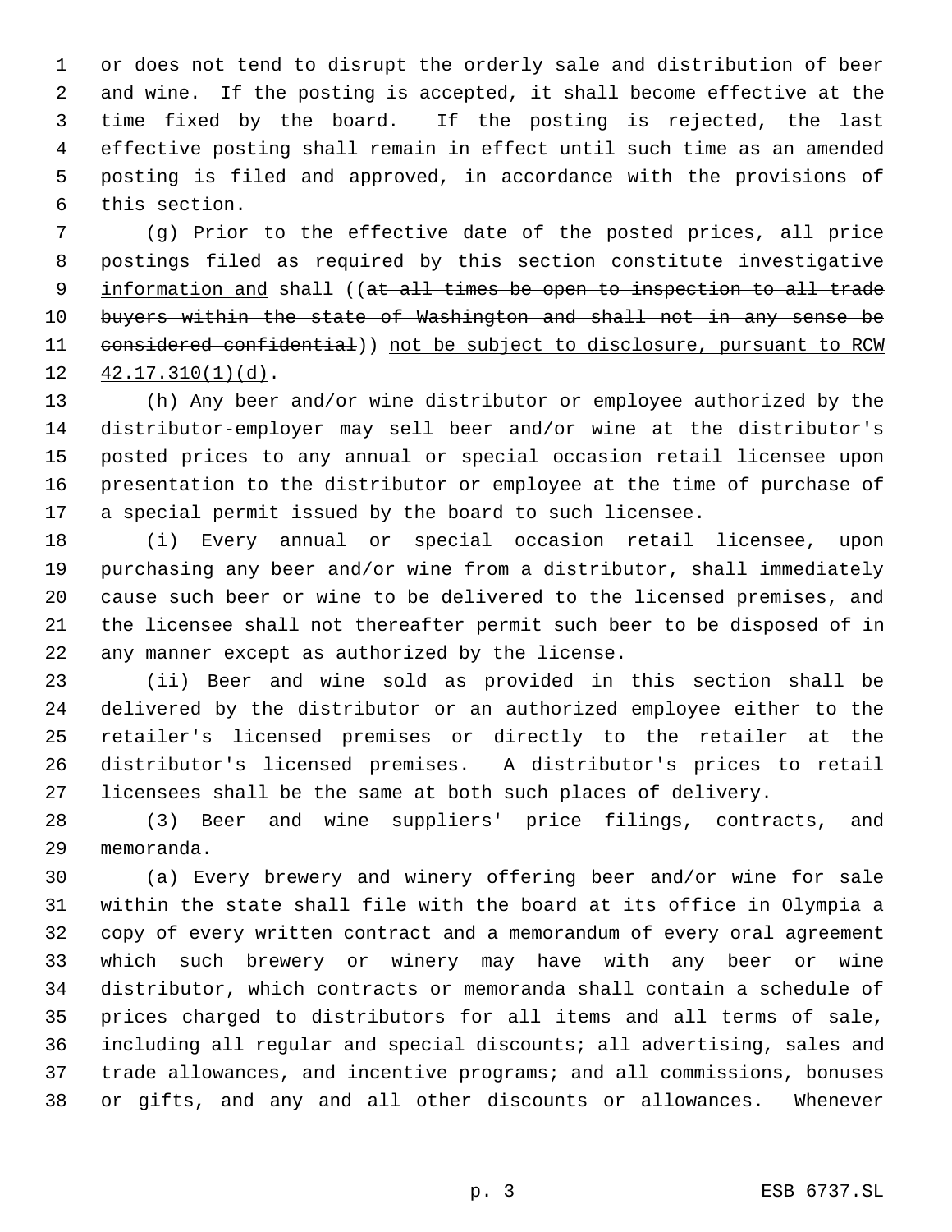or does not tend to disrupt the orderly sale and distribution of beer and wine. If the posting is accepted, it shall become effective at the time fixed by the board. If the posting is rejected, the last effective posting shall remain in effect until such time as an amended posting is filed and approved, in accordance with the provisions of this section.

(g) Prior to the effective date of the posted prices, all price postings filed as required by this section constitute investigative information and shall ((~~at all times be open to inspection to all trade buyers within the state of Washington and shall not in any sense be considered confidential~~)) not be subject to disclosure, pursuant to RCW 42.17.310(1)(d).

(h) Any beer and/or wine distributor or employee authorized by the distributor-employer may sell beer and/or wine at the distributor's posted prices to any annual or special occasion retail licensee upon presentation to the distributor or employee at the time of purchase of a special permit issued by the board to such licensee.

(i) Every annual or special occasion retail licensee, upon purchasing any beer and/or wine from a distributor, shall immediately cause such beer or wine to be delivered to the licensed premises, and the licensee shall not thereafter permit such beer to be disposed of in any manner except as authorized by the license.

(ii) Beer and wine sold as provided in this section shall be delivered by the distributor or an authorized employee either to the retailer's licensed premises or directly to the retailer at the distributor's licensed premises. A distributor's prices to retail licensees shall be the same at both such places of delivery.

(3) Beer and wine suppliers' price filings, contracts, and memoranda.

(a) Every brewery and winery offering beer and/or wine for sale within the state shall file with the board at its office in Olympia a copy of every written contract and a memorandum of every oral agreement which such brewery or winery may have with any beer or wine distributor, which contracts or memoranda shall contain a schedule of prices charged to distributors for all items and all terms of sale, including all regular and special discounts; all advertising, sales and trade allowances, and incentive programs; and all commissions, bonuses or gifts, and any and all other discounts or allowances. Whenever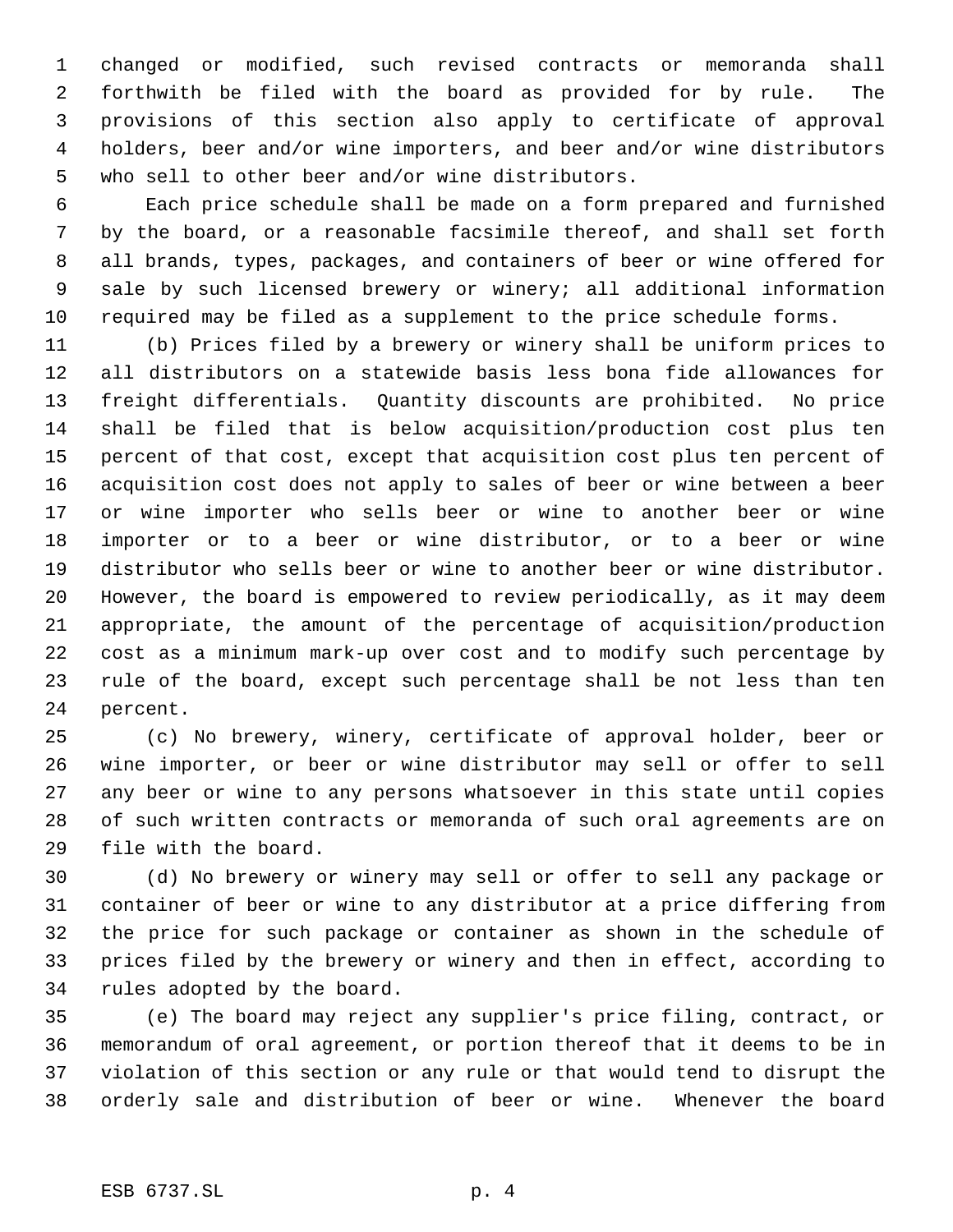changed or modified, such revised contracts or memoranda shall forthwith be filed with the board as provided for by rule. The provisions of this section also apply to certificate of approval holders, beer and/or wine importers, and beer and/or wine distributors who sell to other beer and/or wine distributors.

Each price schedule shall be made on a form prepared and furnished by the board, or a reasonable facsimile thereof, and shall set forth all brands, types, packages, and containers of beer or wine offered for sale by such licensed brewery or winery; all additional information required may be filed as a supplement to the price schedule forms.

(b) Prices filed by a brewery or winery shall be uniform prices to all distributors on a statewide basis less bona fide allowances for freight differentials. Quantity discounts are prohibited. No price shall be filed that is below acquisition/production cost plus ten percent of that cost, except that acquisition cost plus ten percent of acquisition cost does not apply to sales of beer or wine between a beer or wine importer who sells beer or wine to another beer or wine importer or to a beer or wine distributor, or to a beer or wine distributor who sells beer or wine to another beer or wine distributor. However, the board is empowered to review periodically, as it may deem appropriate, the amount of the percentage of acquisition/production cost as a minimum mark-up over cost and to modify such percentage by rule of the board, except such percentage shall be not less than ten percent.

(c) No brewery, winery, certificate of approval holder, beer or wine importer, or beer or wine distributor may sell or offer to sell any beer or wine to any persons whatsoever in this state until copies of such written contracts or memoranda of such oral agreements are on file with the board.

(d) No brewery or winery may sell or offer to sell any package or container of beer or wine to any distributor at a price differing from the price for such package or container as shown in the schedule of prices filed by the brewery or winery and then in effect, according to rules adopted by the board.

(e) The board may reject any supplier's price filing, contract, or memorandum of oral agreement, or portion thereof that it deems to be in violation of this section or any rule or that would tend to disrupt the orderly sale and distribution of beer or wine. Whenever the board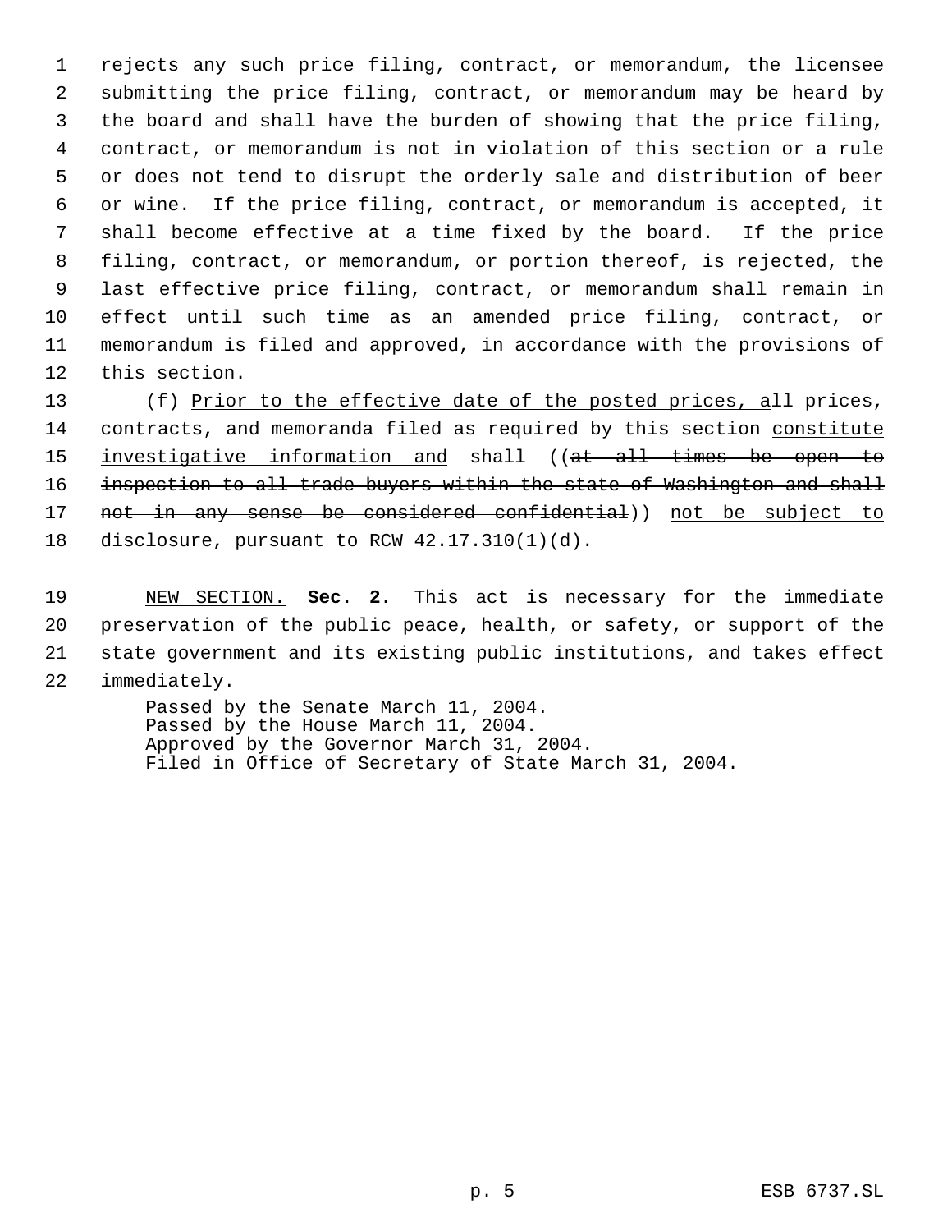rejects any such price filing, contract, or memorandum, the licensee submitting the price filing, contract, or memorandum may be heard by the board and shall have the burden of showing that the price filing, contract, or memorandum is not in violation of this section or a rule or does not tend to disrupt the orderly sale and distribution of beer or wine. If the price filing, contract, or memorandum is accepted, it shall become effective at a time fixed by the board. If the price filing, contract, or memorandum, or portion thereof, is rejected, the last effective price filing, contract, or memorandum shall remain in effect until such time as an amended price filing, contract, or memorandum is filed and approved, in accordance with the provisions of this section.

(f) <u>Prior to the effective date of the posted prices, a</u>ll prices, contracts, and memoranda filed as required by this section <u>constitute investigative information and</u> shall ((~~at all times be open to inspection to all trade buyers within the state of Washington and shall not in any sense be considered confidential~~)) <u>not be subject to disclosure, pursuant to RCW 42.17.310(1)(d)</u>.

<u>NEW SECTION.</u> **Sec. 2.** This act is necessary for the immediate preservation of the public peace, health, or safety, or support of the state government and its existing public institutions, and takes effect immediately.

Passed by the Senate March 11, 2004.
Passed by the House March 11, 2004.
Approved by the Governor March 31, 2004.
Filed in Office of Secretary of State March 31, 2004.